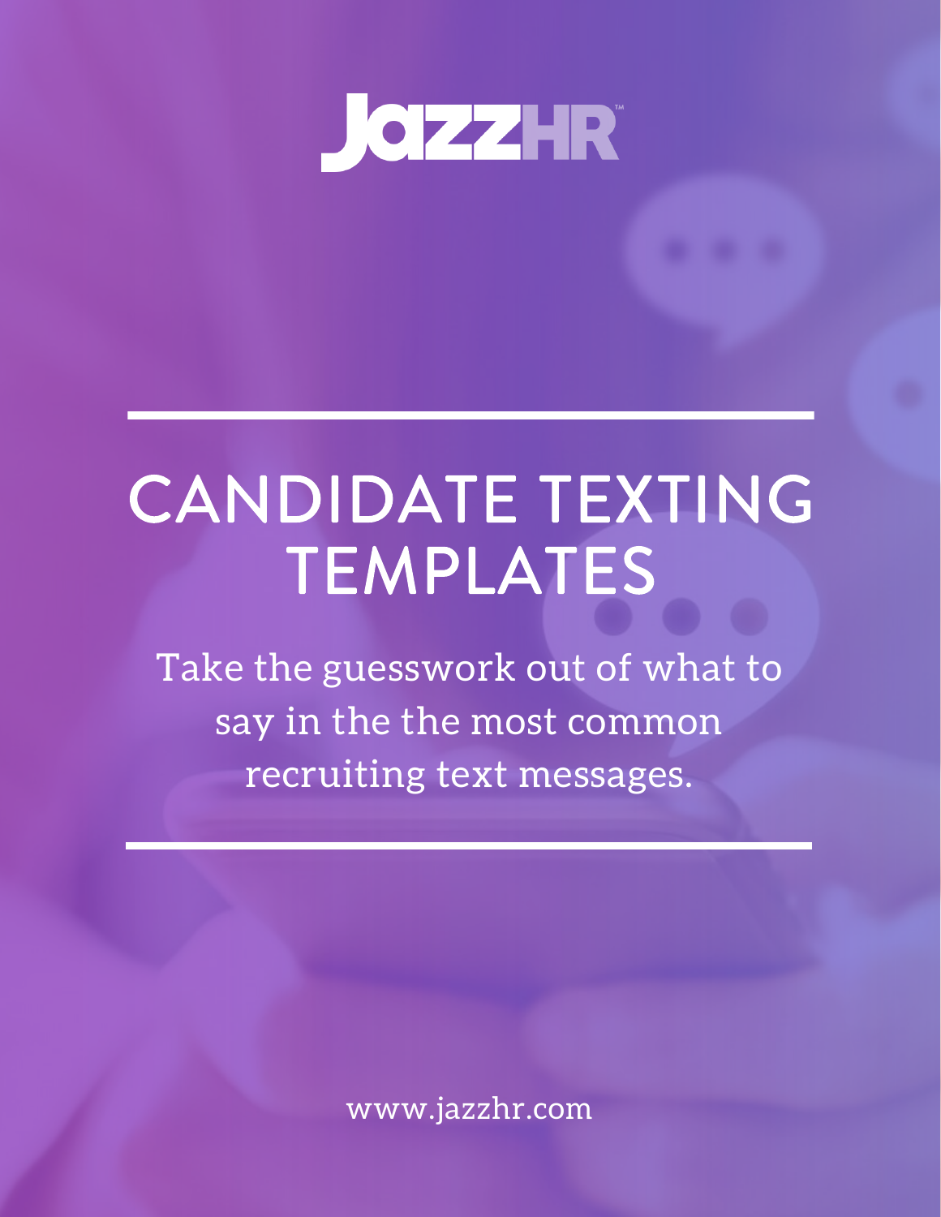JazzHR™

# CANDIDATE TEXTING TEMPLATES

Take the guesswork out of what to say in the the most common recruiting text messages.

www.jazzhr.com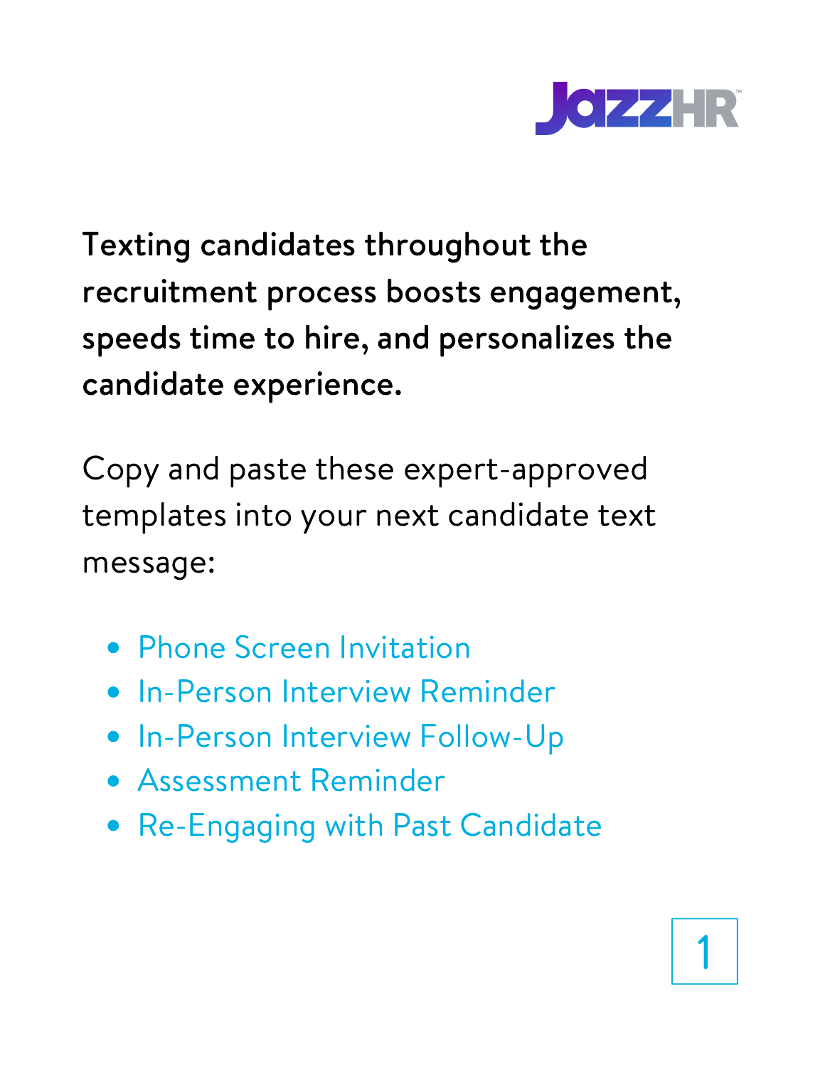**Texting candidates throughout the recruitment process boosts engagement, speeds time to hire, and personalizes the candidate experience.**

Copy and paste these expert-approved templates into your next candidate text message:

- Phone Screen Invitation
- In-Person Interview Reminder
- In-Person Interview Follow-Up
- Assessment Reminder
- Re-Engaging with Past Candidate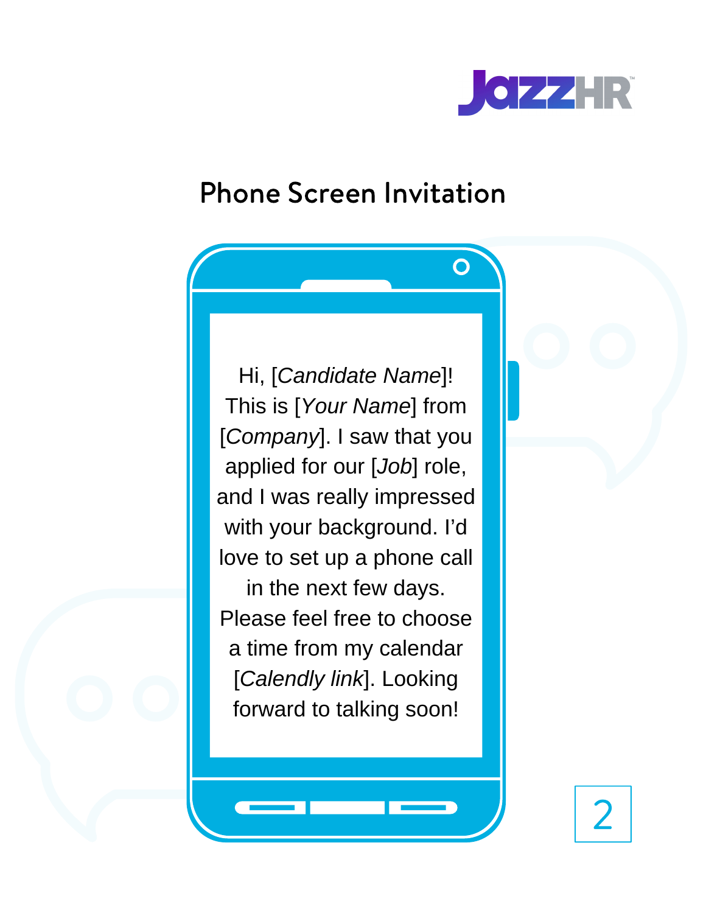# Phone Screen Invitation

Hi, [*Candidate Name*]! This is [*Your Name*] from [*Company*]. I saw that you applied for our [*Job*] role, and I was really impressed with your background. I'd love to set up a phone call in the next few days. Please feel free to choose a time from my calendar [*Calendly link*]. Looking forward to talking soon!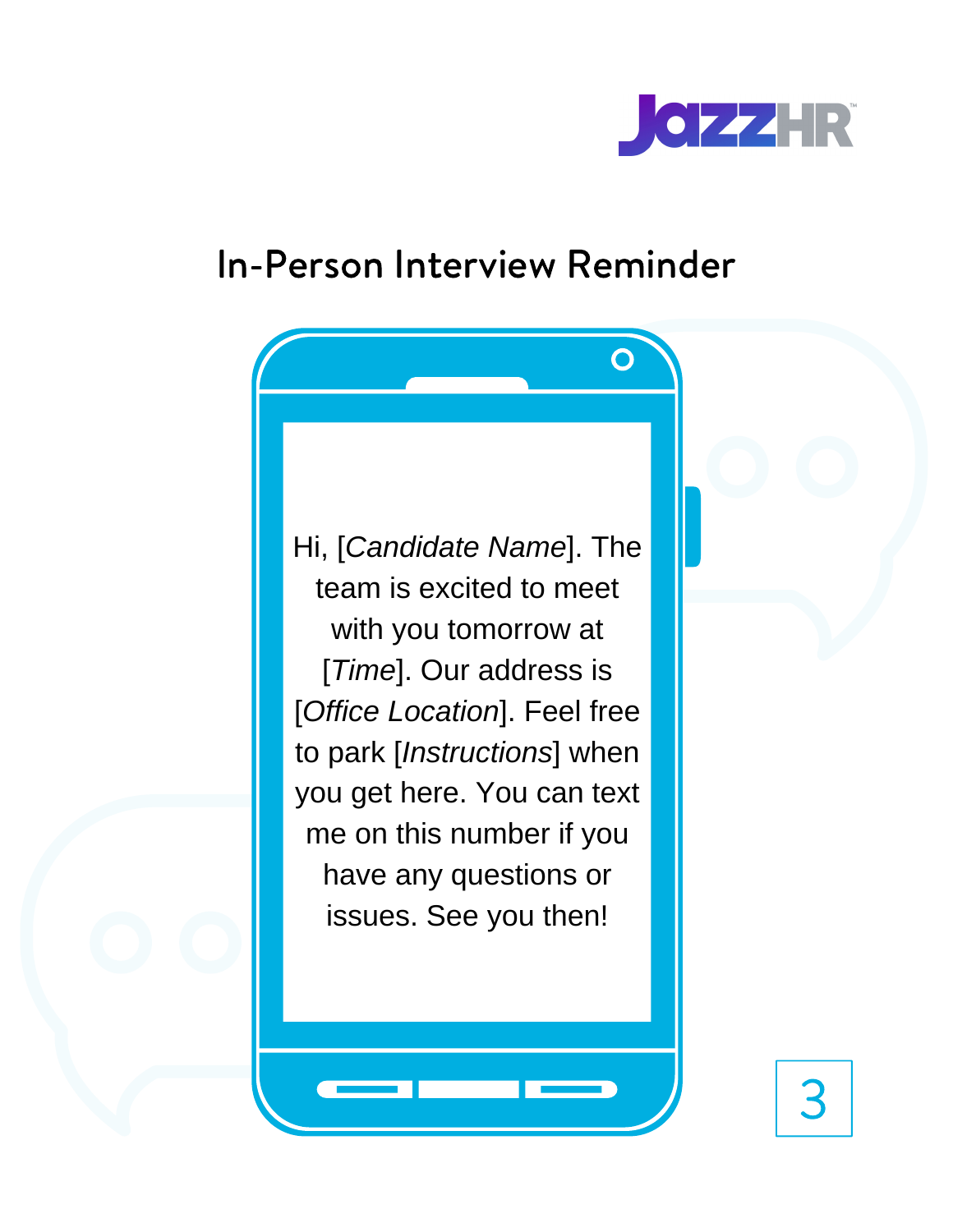# In-Person Interview Reminder

Hi, [*Candidate Name*]. The team is excited to meet with you tomorrow at [*Time*]. Our address is [*Office Location*]. Feel free to park [*Instructions*] when you get here. You can text me on this number if you have any questions or issues. See you then!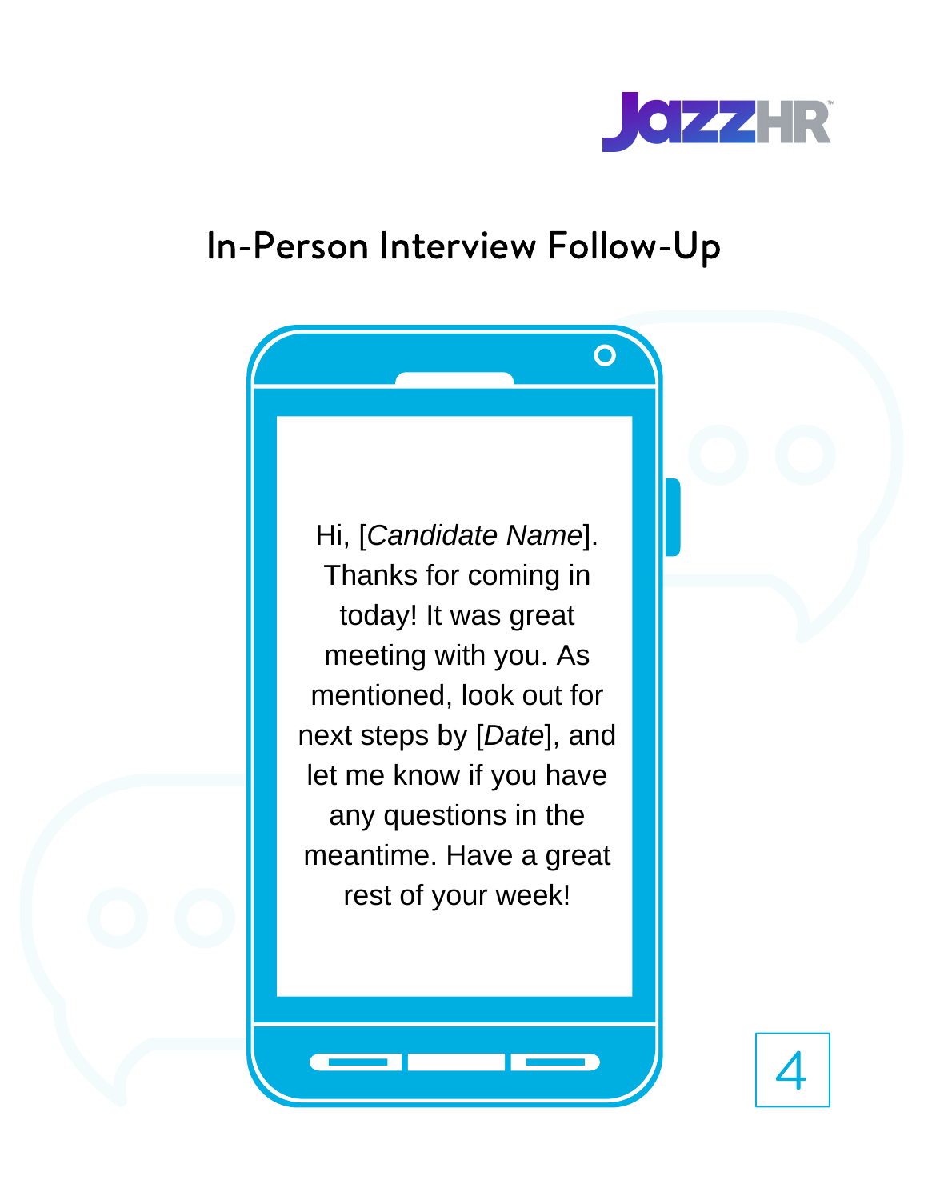## In-Person Interview Follow-Up

Hi, [*Candidate Name*]. Thanks for coming in today! It was great meeting with you. As mentioned, look out for next steps by [*Date*], and let me know if you have any questions in the meantime. Have a great rest of your week!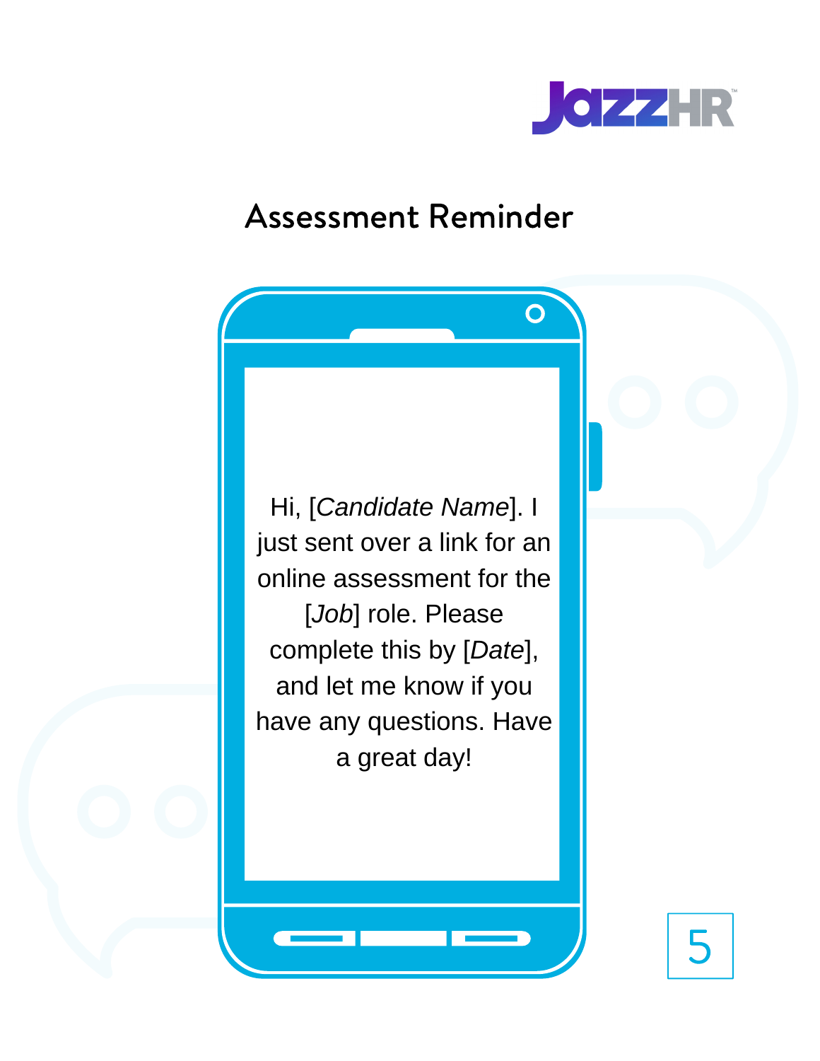# Assessment Reminder

Hi, [*Candidate Name*]. I just sent over a link for an online assessment for the [*Job*] role. Please complete this by [*Date*], and let me know if you have any questions. Have a great day!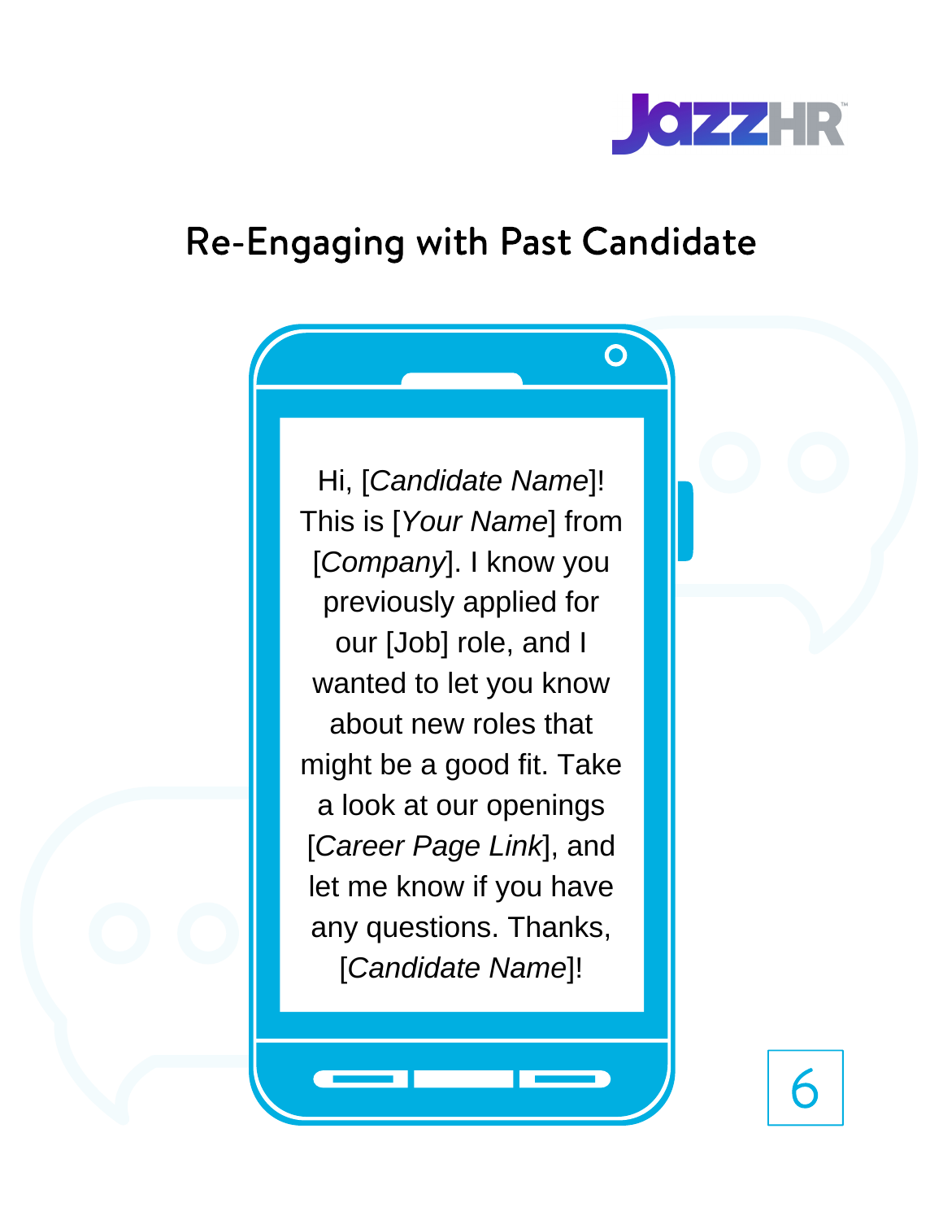# Re-Engaging with Past Candidate

Hi, [*Candidate Name*]! This is [*Your Name*] from [*Company*]. I know you previously applied for our [Job] role, and I wanted to let you know about new roles that might be a good fit. Take a look at our openings [*Career Page Link*], and let me know if you have any questions. Thanks, [*Candidate Name*]!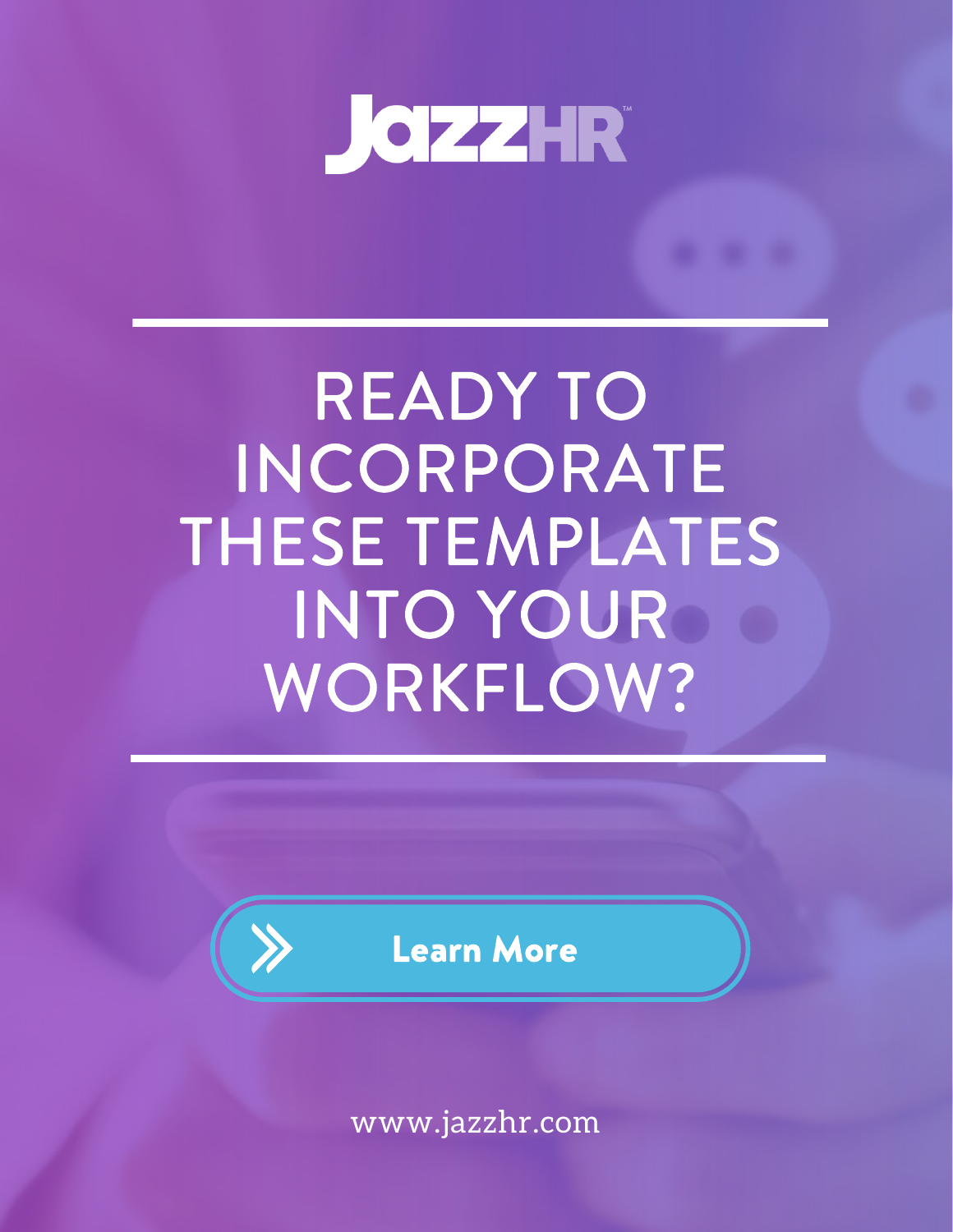JazzHR

# READY TO INCORPORATE THESE TEMPLATES INTO YOUR WORKFLOW?

Learn More

www.jazzhr.com